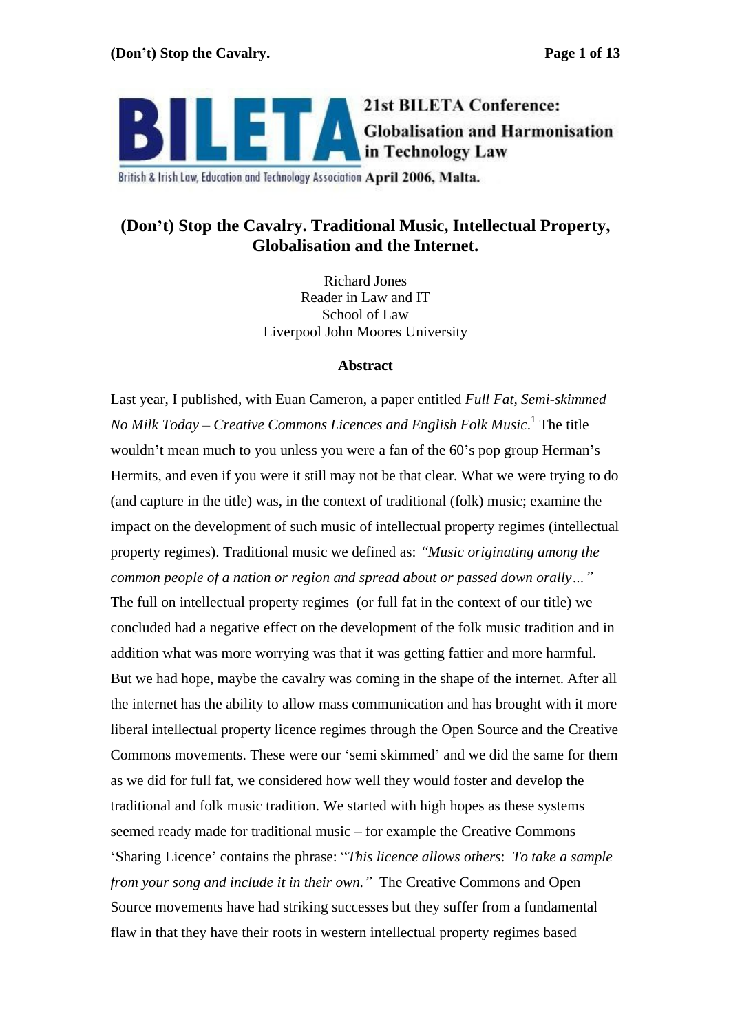BILETA

21st BILETA Conference: Globalisation and Harmonisation in Technology Law

British & Irish Law, Education and Technology Association April 2006, Malta.

# (Don't) Stop the Cavalry. Traditional Music, Intellectual Property, Globalisation and the Internet.

Richard Jones
Reader in Law and IT
School of Law
Liverpool John Moores University

## Abstract

Last year, I published, with Euan Cameron, a paper entitled *Full Fat, Semi-skimmed No Milk Today – Creative Commons Licences and English Folk Music*.[1] The title wouldn't mean much to you unless you were a fan of the 60's pop group Herman's Hermits, and even if you were it still may not be that clear. What we were trying to do (and capture in the title) was, in the context of traditional (folk) music; examine the impact on the development of such music of intellectual property regimes (intellectual property regimes). Traditional music we defined as: *"Music originating among the common people of a nation or region and spread about or passed down orally…"* The full on intellectual property regimes (or full fat in the context of our title) we concluded had a negative effect on the development of the folk music tradition and in addition what was more worrying was that it was getting fattier and more harmful. But we had hope, maybe the cavalry was coming in the shape of the internet. After all the internet has the ability to allow mass communication and has brought with it more liberal intellectual property licence regimes through the Open Source and the Creative Commons movements. These were our 'semi skimmed' and we did the same for them as we did for full fat, we considered how well they would foster and develop the traditional and folk music tradition. We started with high hopes as these systems seemed ready made for traditional music – for example the Creative Commons 'Sharing Licence' contains the phrase: "*This licence allows others*: *To take a sample from your song and include it in their own."* The Creative Commons and Open Source movements have had striking successes but they suffer from a fundamental flaw in that they have their roots in western intellectual property regimes based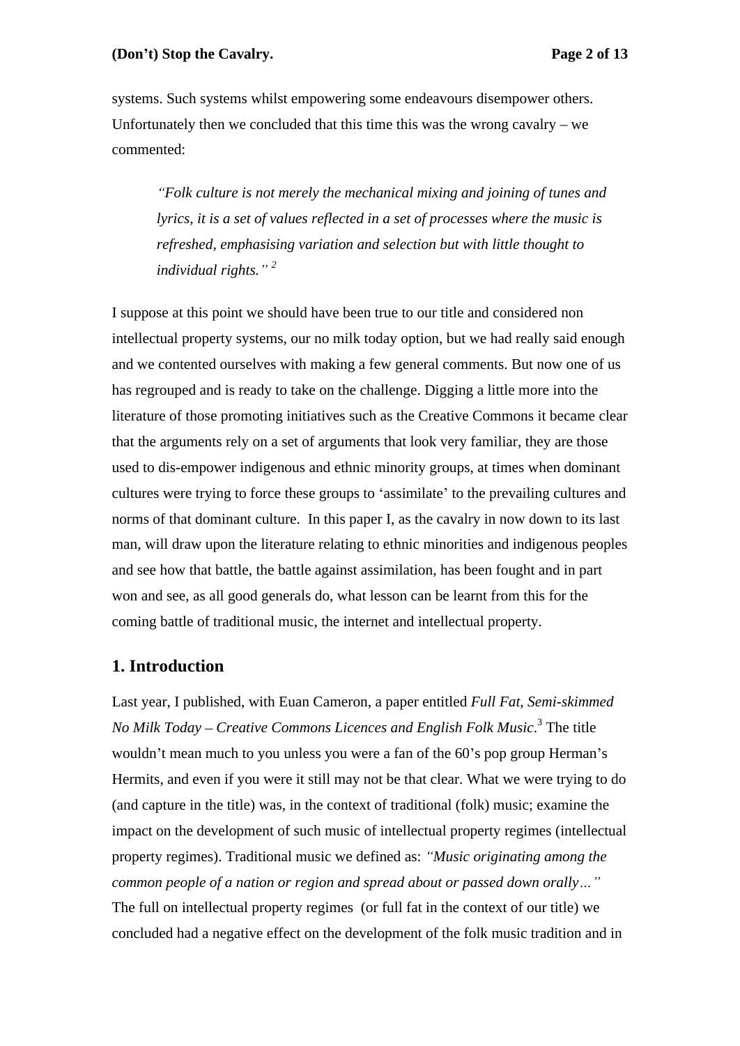systems. Such systems whilst empowering some endeavours disempower others. Unfortunately then we concluded that this time this was the wrong cavalry – we commented:

> *"Folk culture is not merely the mechanical mixing and joining of tunes and lyrics, it is a set of values reflected in a set of processes where the music is refreshed, emphasising variation and selection but with little thought to individual rights."* [2]

I suppose at this point we should have been true to our title and considered non intellectual property systems, our no milk today option, but we had really said enough and we contented ourselves with making a few general comments. But now one of us has regrouped and is ready to take on the challenge. Digging a little more into the literature of those promoting initiatives such as the Creative Commons it became clear that the arguments rely on a set of arguments that look very familiar, they are those used to dis-empower indigenous and ethnic minority groups, at times when dominant cultures were trying to force these groups to 'assimilate' to the prevailing cultures and norms of that dominant culture. In this paper I, as the cavalry in now down to its last man, will draw upon the literature relating to ethnic minorities and indigenous peoples and see how that battle, the battle against assimilation, has been fought and in part won and see, as all good generals do, what lesson can be learnt from this for the coming battle of traditional music, the internet and intellectual property.

## 1. Introduction

Last year, I published, with Euan Cameron, a paper entitled *Full Fat, Semi-skimmed No Milk Today – Creative Commons Licences and English Folk Music*.[3] The title wouldn't mean much to you unless you were a fan of the 60's pop group Herman's Hermits, and even if you were it still may not be that clear. What we were trying to do (and capture in the title) was, in the context of traditional (folk) music; examine the impact on the development of such music of intellectual property regimes (intellectual property regimes). Traditional music we defined as: *"Music originating among the common people of a nation or region and spread about or passed down orally…"* The full on intellectual property regimes (or full fat in the context of our title) we concluded had a negative effect on the development of the folk music tradition and in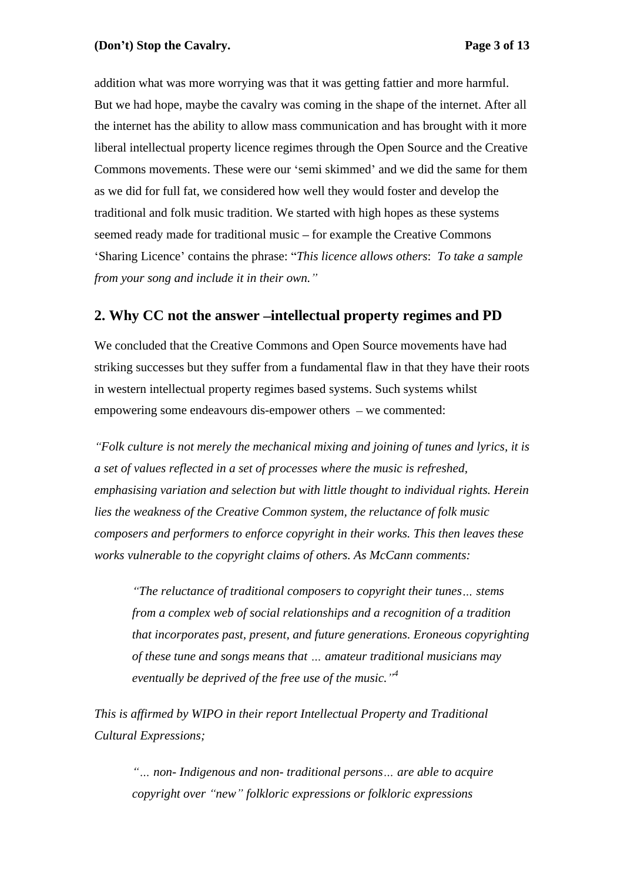addition what was more worrying was that it was getting fattier and more harmful. But we had hope, maybe the cavalry was coming in the shape of the internet. After all the internet has the ability to allow mass communication and has brought with it more liberal intellectual property licence regimes through the Open Source and the Creative Commons movements. These were our 'semi skimmed' and we did the same for them as we did for full fat, we considered how well they would foster and develop the traditional and folk music tradition. We started with high hopes as these systems seemed ready made for traditional music – for example the Creative Commons 'Sharing Licence' contains the phrase: "*This licence allows others*: *To take a sample from your song and include it in their own."*

## 2. Why CC not the answer –intellectual property regimes and PD

We concluded that the Creative Commons and Open Source movements have had striking successes but they suffer from a fundamental flaw in that they have their roots in western intellectual property regimes based systems. Such systems whilst empowering some endeavours dis-empower others – we commented:

*"Folk culture is not merely the mechanical mixing and joining of tunes and lyrics, it is a set of values reflected in a set of processes where the music is refreshed, emphasising variation and selection but with little thought to individual rights. Herein lies the weakness of the Creative Common system, the reluctance of folk music composers and performers to enforce copyright in their works. This then leaves these works vulnerable to the copyright claims of others. As McCann comments:*

> *"The reluctance of traditional composers to copyright their tunes… stems from a complex web of social relationships and a recognition of a tradition that incorporates past, present, and future generations. Eroneous copyrighting of these tune and songs means that … amateur traditional musicians may eventually be deprived of the free use of the music."*[4]

*This is affirmed by WIPO in their report Intellectual Property and Traditional Cultural Expressions;*

> *"… non- Indigenous and non- traditional persons… are able to acquire copyright over "new" folkloric expressions or folkloric expressions*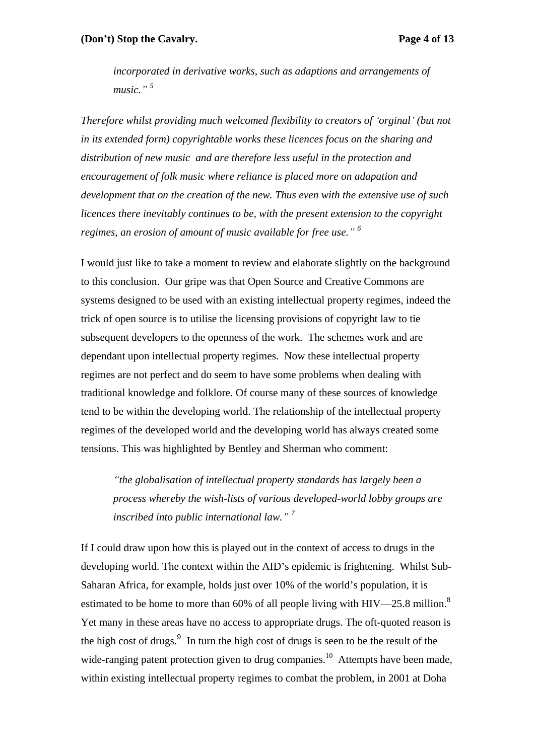> *incorporated in derivative works, such as adaptions and arrangements of music."* [5]

*Therefore whilst providing much welcomed flexibility to creators of 'orginal' (but not in its extended form) copyrightable works these licences focus on the sharing and distribution of new music and are therefore less useful in the protection and encouragement of folk music where reliance is placed more on adapation and development that on the creation of the new. Thus even with the extensive use of such licences there inevitably continues to be, with the present extension to the copyright regimes, an erosion of amount of music available for free use."* [6]

I would just like to take a moment to review and elaborate slightly on the background to this conclusion. Our gripe was that Open Source and Creative Commons are systems designed to be used with an existing intellectual property regimes, indeed the trick of open source is to utilise the licensing provisions of copyright law to tie subsequent developers to the openness of the work. The schemes work and are dependant upon intellectual property regimes. Now these intellectual property regimes are not perfect and do seem to have some problems when dealing with traditional knowledge and folklore. Of course many of these sources of knowledge tend to be within the developing world. The relationship of the intellectual property regimes of the developed world and the developing world has always created some tensions. This was highlighted by Bentley and Sherman who comment:

> *"the globalisation of intellectual property standards has largely been a process whereby the wish-lists of various developed-world lobby groups are inscribed into public international law."* [7]

If I could draw upon how this is played out in the context of access to drugs in the developing world. The context within the AID's epidemic is frightening. Whilst Sub-Saharan Africa, for example, holds just over 10% of the world's population, it is estimated to be home to more than 60% of all people living with HIV—25.8 million.[8] Yet many in these areas have no access to appropriate drugs. The oft-quoted reason is the high cost of drugs.[9] In turn the high cost of drugs is seen to be the result of the wide-ranging patent protection given to drug companies.[10] Attempts have been made, within existing intellectual property regimes to combat the problem, in 2001 at Doha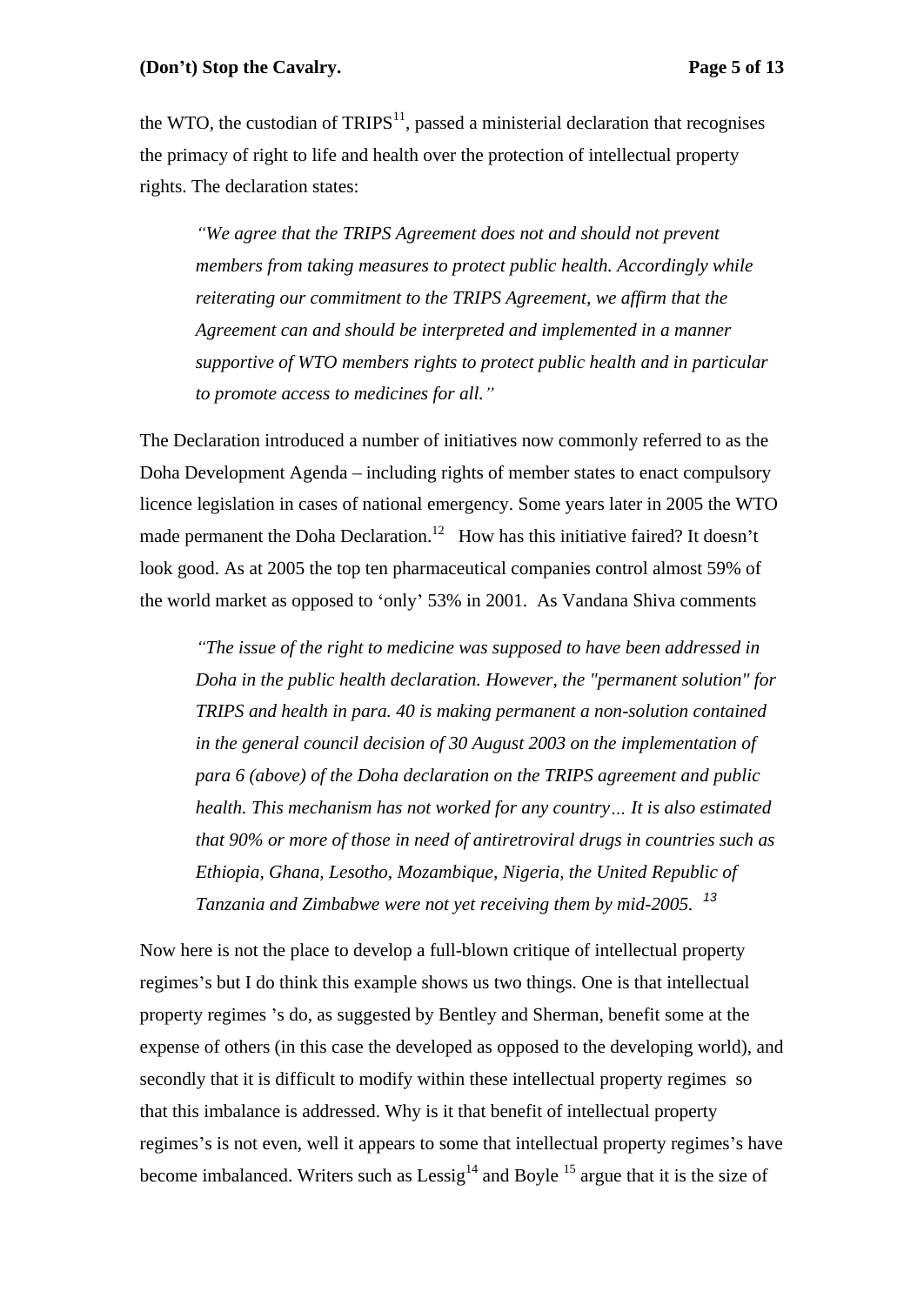the WTO, the custodian of TRIPS[11], passed a ministerial declaration that recognises the primacy of right to life and health over the protection of intellectual property rights. The declaration states:

> *"We agree that the TRIPS Agreement does not and should not prevent members from taking measures to protect public health. Accordingly while reiterating our commitment to the TRIPS Agreement, we affirm that the Agreement can and should be interpreted and implemented in a manner supportive of WTO members rights to protect public health and in particular to promote access to medicines for all."*

The Declaration introduced a number of initiatives now commonly referred to as the Doha Development Agenda – including rights of member states to enact compulsory licence legislation in cases of national emergency. Some years later in 2005 the WTO made permanent the Doha Declaration.[12] How has this initiative faired? It doesn't look good. As at 2005 the top ten pharmaceutical companies control almost 59% of the world market as opposed to 'only' 53% in 2001. As Vandana Shiva comments

> *"The issue of the right to medicine was supposed to have been addressed in Doha in the public health declaration. However, the "permanent solution" for TRIPS and health in para. 40 is making permanent a non-solution contained in the general council decision of 30 August 2003 on the implementation of para 6 (above) of the Doha declaration on the TRIPS agreement and public health. This mechanism has not worked for any country… It is also estimated that 90% or more of those in need of antiretroviral drugs in countries such as Ethiopia, Ghana, Lesotho, Mozambique, Nigeria, the United Republic of Tanzania and Zimbabwe were not yet receiving them by mid-2005.* [13]

Now here is not the place to develop a full-blown critique of intellectual property regimes's but I do think this example shows us two things. One is that intellectual property regimes 's do, as suggested by Bentley and Sherman, benefit some at the expense of others (in this case the developed as opposed to the developing world), and secondly that it is difficult to modify within these intellectual property regimes so that this imbalance is addressed. Why is it that benefit of intellectual property regimes's is not even, well it appears to some that intellectual property regimes's have become imbalanced. Writers such as Lessig[14] and Boyle [15] argue that it is the size of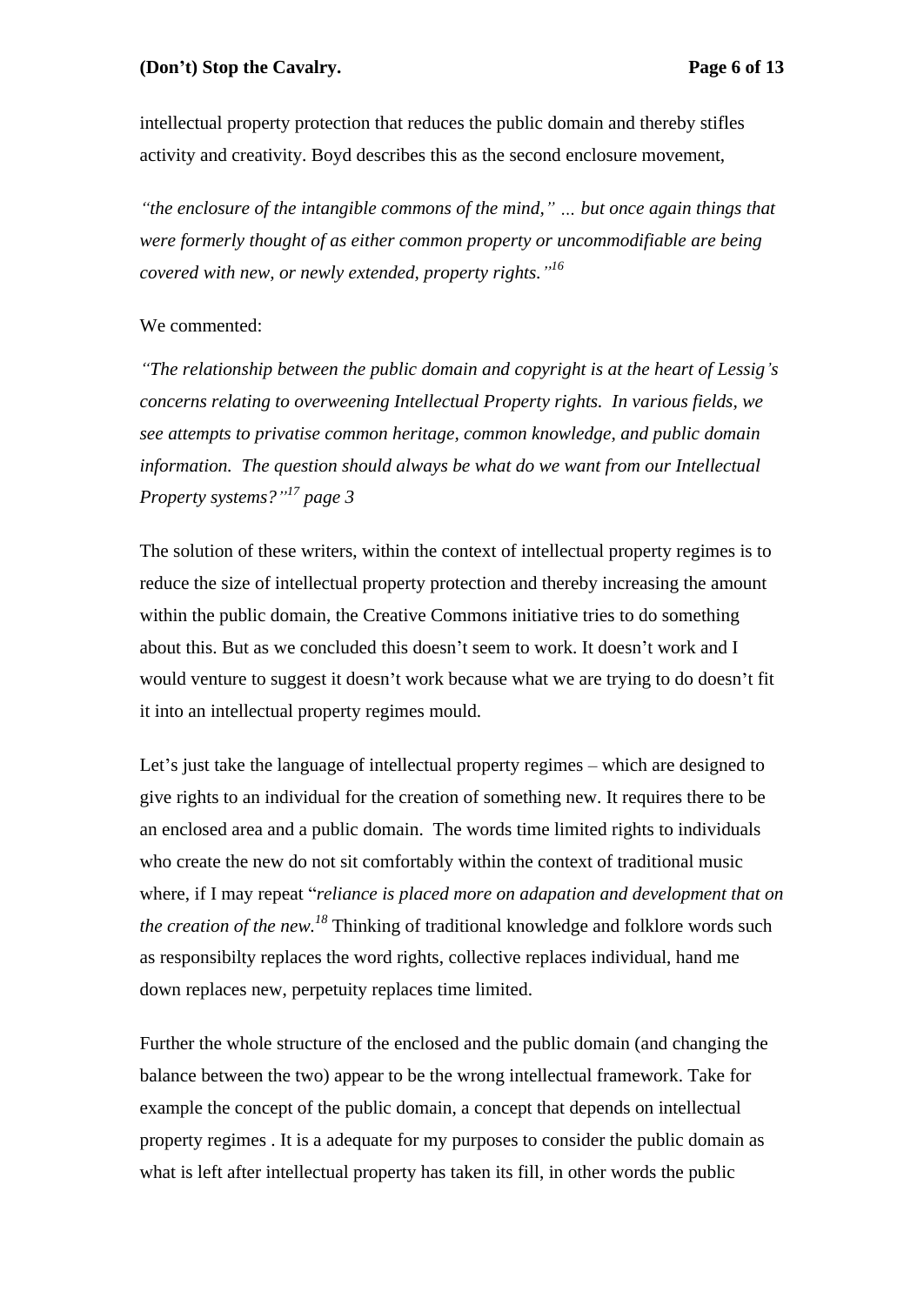intellectual property protection that reduces the public domain and thereby stifles activity and creativity. Boyd describes this as the second enclosure movement,

*"the enclosure of the intangible commons of the mind," … but once again things that were formerly thought of as either common property or uncommodifiable are being covered with new, or newly extended, property rights."*[16]

We commented:

*"The relationship between the public domain and copyright is at the heart of Lessig's concerns relating to overweening Intellectual Property rights. In various fields, we see attempts to privatise common heritage, common knowledge, and public domain information. The question should always be what do we want from our Intellectual Property systems?"*[17] *page 3*

The solution of these writers, within the context of intellectual property regimes is to reduce the size of intellectual property protection and thereby increasing the amount within the public domain, the Creative Commons initiative tries to do something about this. But as we concluded this doesn't seem to work. It doesn't work and I would venture to suggest it doesn't work because what we are trying to do doesn't fit it into an intellectual property regimes mould.

Let's just take the language of intellectual property regimes – which are designed to give rights to an individual for the creation of something new. It requires there to be an enclosed area and a public domain. The words time limited rights to individuals who create the new do not sit comfortably within the context of traditional music where, if I may repeat "*reliance is placed more on adapation and development that on the creation of the new.*[18] Thinking of traditional knowledge and folklore words such as responsibilty replaces the word rights, collective replaces individual, hand me down replaces new, perpetuity replaces time limited.

Further the whole structure of the enclosed and the public domain (and changing the balance between the two) appear to be the wrong intellectual framework. Take for example the concept of the public domain, a concept that depends on intellectual property regimes . It is a adequate for my purposes to consider the public domain as what is left after intellectual property has taken its fill, in other words the public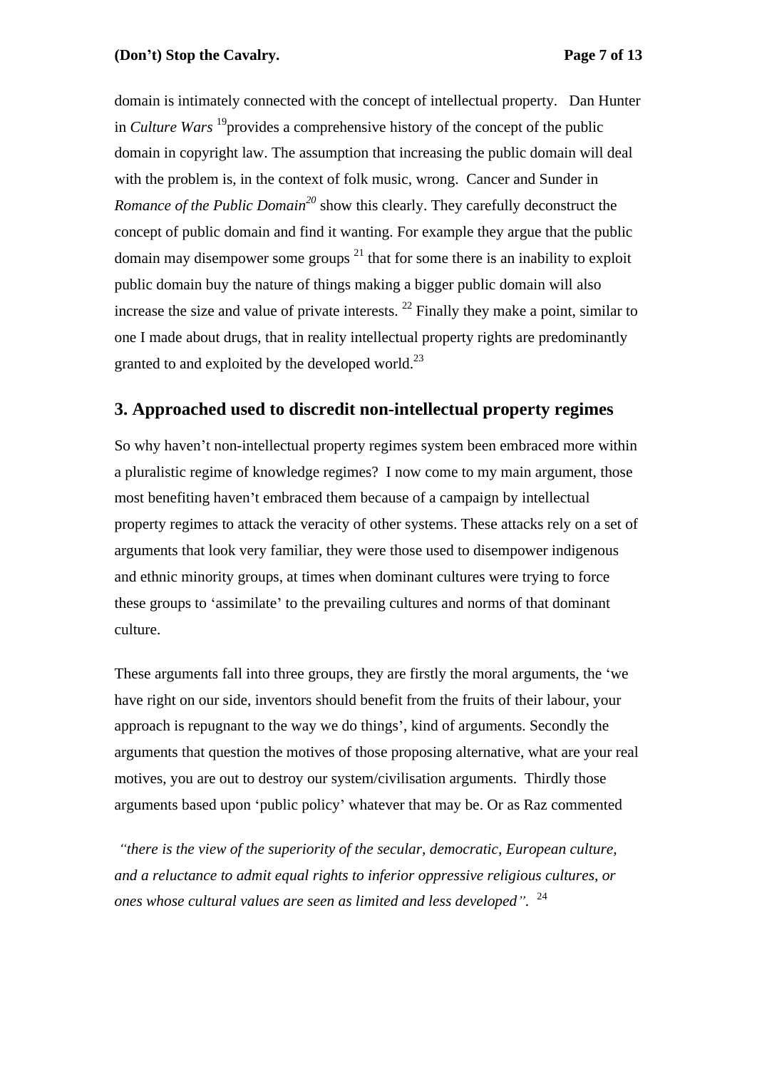domain is intimately connected with the concept of intellectual property. Dan Hunter in *Culture Wars* [19]provides a comprehensive history of the concept of the public domain in copyright law. The assumption that increasing the public domain will deal with the problem is, in the context of folk music, wrong. Cancer and Sunder in *Romance of the Public Domain*[20] show this clearly. They carefully deconstruct the concept of public domain and find it wanting. For example they argue that the public domain may disempower some groups [21] that for some there is an inability to exploit public domain buy the nature of things making a bigger public domain will also increase the size and value of private interests. [22] Finally they make a point, similar to one I made about drugs, that in reality intellectual property rights are predominantly granted to and exploited by the developed world.[23]

## 3. Approached used to discredit non-intellectual property regimes

So why haven't non-intellectual property regimes system been embraced more within a pluralistic regime of knowledge regimes? I now come to my main argument, those most benefiting haven't embraced them because of a campaign by intellectual property regimes to attack the veracity of other systems. These attacks rely on a set of arguments that look very familiar, they were those used to disempower indigenous and ethnic minority groups, at times when dominant cultures were trying to force these groups to 'assimilate' to the prevailing cultures and norms of that dominant culture.

These arguments fall into three groups, they are firstly the moral arguments, the 'we have right on our side, inventors should benefit from the fruits of their labour, your approach is repugnant to the way we do things', kind of arguments. Secondly the arguments that question the motives of those proposing alternative, what are your real motives, you are out to destroy our system/civilisation arguments. Thirdly those arguments based upon 'public policy' whatever that may be. Or as Raz commented

*"there is the view of the superiority of the secular, democratic, European culture, and a reluctance to admit equal rights to inferior oppressive religious cultures, or ones whose cultural values are seen as limited and less developed".* [24]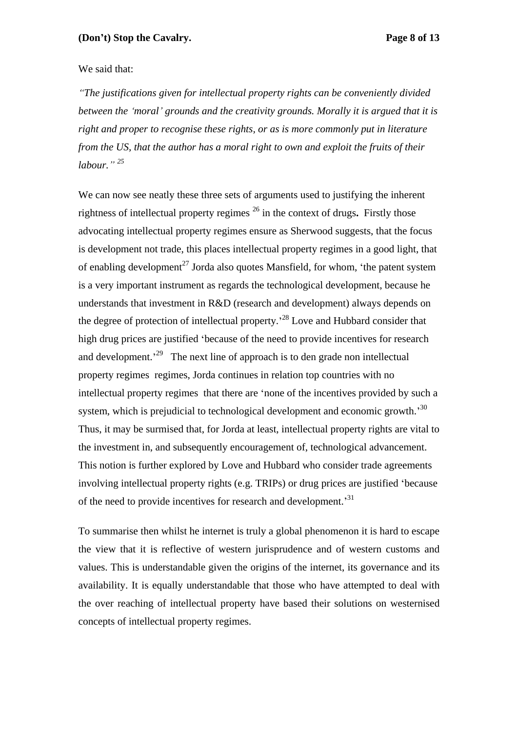We said that:

*"The justifications given for intellectual property rights can be conveniently divided between the 'moral' grounds and the creativity grounds. Morally it is argued that it is right and proper to recognise these rights, or as is more commonly put in literature from the US, that the author has a moral right to own and exploit the fruits of their labour."* [25]

We can now see neatly these three sets of arguments used to justifying the inherent rightness of intellectual property regimes [26] in the context of drugs**.** Firstly those advocating intellectual property regimes ensure as Sherwood suggests, that the focus is development not trade, this places intellectual property regimes in a good light, that of enabling development[27] Jorda also quotes Mansfield, for whom, 'the patent system is a very important instrument as regards the technological development, because he understands that investment in R&D (research and development) always depends on the degree of protection of intellectual property.'[28] Love and Hubbard consider that high drug prices are justified 'because of the need to provide incentives for research and development.'[29] The next line of approach is to den grade non intellectual property regimes regimes, Jorda continues in relation top countries with no intellectual property regimes that there are 'none of the incentives provided by such a system, which is prejudicial to technological development and economic growth.'[30] Thus, it may be surmised that, for Jorda at least, intellectual property rights are vital to the investment in, and subsequently encouragement of, technological advancement. This notion is further explored by Love and Hubbard who consider trade agreements involving intellectual property rights (e.g. TRIPs) or drug prices are justified 'because of the need to provide incentives for research and development.'[31]

To summarise then whilst he internet is truly a global phenomenon it is hard to escape the view that it is reflective of western jurisprudence and of western customs and values. This is understandable given the origins of the internet, its governance and its availability. It is equally understandable that those who have attempted to deal with the over reaching of intellectual property have based their solutions on westernised concepts of intellectual property regimes.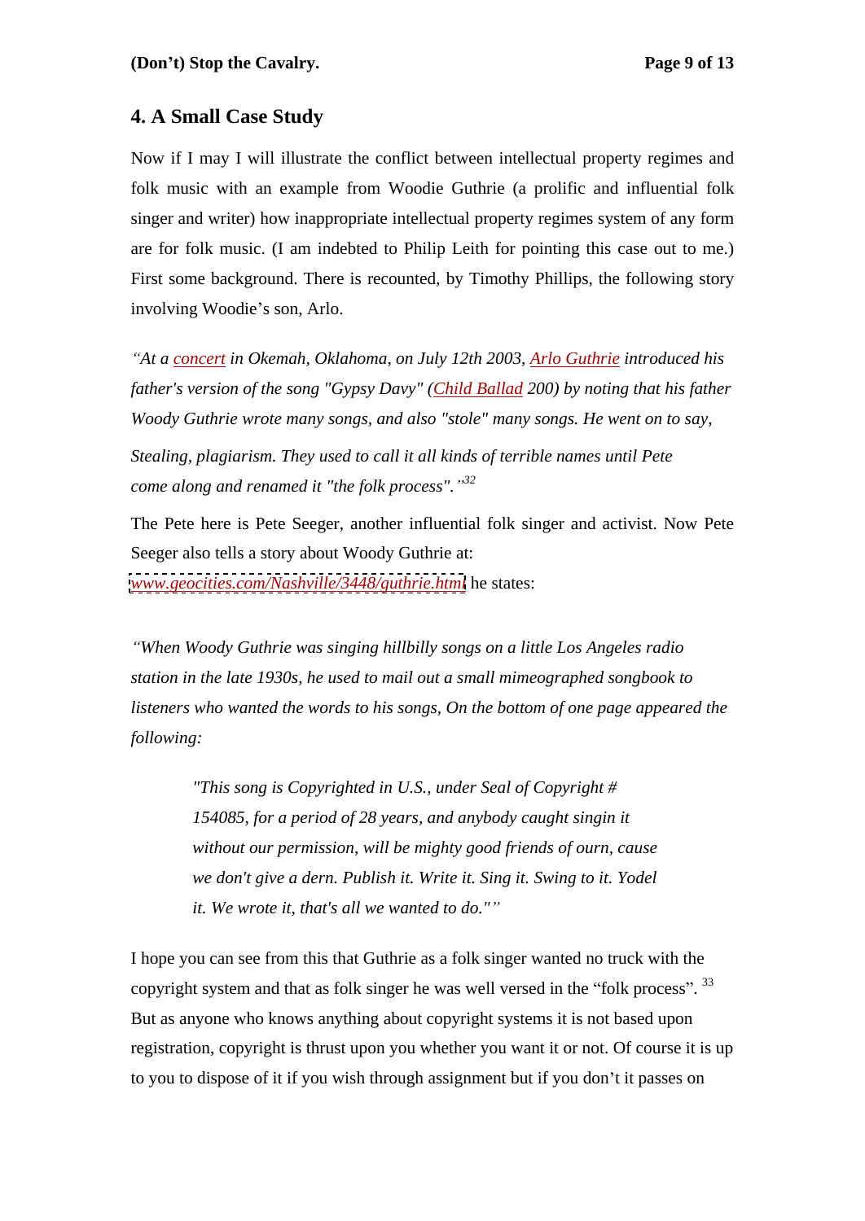## 4. A Small Case Study

Now if I may I will illustrate the conflict between intellectual property regimes and folk music with an example from Woodie Guthrie (a prolific and influential folk singer and writer) how inappropriate intellectual property regimes system of any form are for folk music. (I am indebted to Philip Leith for pointing this case out to me.) First some background. There is recounted, by Timothy Phillips, the following story involving Woodie's son, Arlo.

*"At a concert in Okemah, Oklahoma, on July 12th 2003, Arlo Guthrie introduced his father's version of the song "Gypsy Davy" (Child Ballad 200) by noting that his father Woody Guthrie wrote many songs, and also "stole" many songs. He went on to say,*

*Stealing, plagiarism. They used to call it all kinds of terrible names until Pete come along and renamed it "the folk process"."*[32]

The Pete here is Pete Seeger, another influential folk singer and activist. Now Pete Seeger also tells a story about Woody Guthrie at: *www.geocities.com/Nashville/3448/guthrie.html* he states:

*"When Woody Guthrie was singing hillbilly songs on a little Los Angeles radio station in the late 1930s, he used to mail out a small mimeographed songbook to listeners who wanted the words to his songs, On the bottom of one page appeared the following:*

> *"This song is Copyrighted in U.S., under Seal of Copyright # 154085, for a period of 28 years, and anybody caught singin it without our permission, will be mighty good friends of ourn, cause we don't give a dern. Publish it. Write it. Sing it. Swing to it. Yodel it. We wrote it, that's all we wanted to do.""*

I hope you can see from this that Guthrie as a folk singer wanted no truck with the copyright system and that as folk singer he was well versed in the "folk process".[33] But as anyone who knows anything about copyright systems it is not based upon registration, copyright is thrust upon you whether you want it or not. Of course it is up to you to dispose of it if you wish through assignment but if you don't it passes on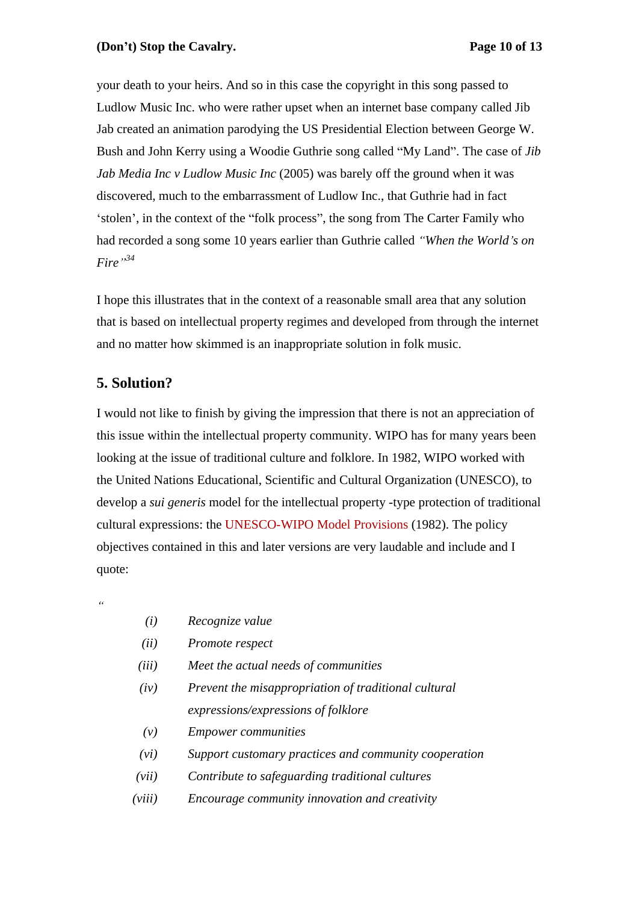your death to your heirs. And so in this case the copyright in this song passed to Ludlow Music Inc. who were rather upset when an internet base company called Jib Jab created an animation parodying the US Presidential Election between George W. Bush and John Kerry using a Woodie Guthrie song called "My Land". The case of *Jib Jab Media Inc v Ludlow Music Inc* (2005) was barely off the ground when it was discovered, much to the embarrassment of Ludlow Inc., that Guthrie had in fact 'stolen', in the context of the "folk process", the song from The Carter Family who had recorded a song some 10 years earlier than Guthrie called *"When the World's on Fire"*[34]

I hope this illustrates that in the context of a reasonable small area that any solution that is based on intellectual property regimes and developed from through the internet and no matter how skimmed is an inappropriate solution in folk music.

## 5. Solution?

I would not like to finish by giving the impression that there is not an appreciation of this issue within the intellectual property community. WIPO has for many years been looking at the issue of traditional culture and folklore. In 1982, WIPO worked with the United Nations Educational, Scientific and Cultural Organization (UNESCO), to develop a *sui generis* model for the intellectual property -type protection of traditional cultural expressions: the UNESCO-WIPO Model Provisions (1982). The policy objectives contained in this and later versions are very laudable and include and I quote:

"

- *(i)* *Recognize value*
- *(ii)* *Promote respect*
- *(iii)* *Meet the actual needs of communities*
- *(iv)* *Prevent the misappropriation of traditional cultural expressions/expressions of folklore*
- *(v)* *Empower communities*
- *(vi)* *Support customary practices and community cooperation*
- *(vii)* *Contribute to safeguarding traditional cultures*
- *(viii)* *Encourage community innovation and creativity*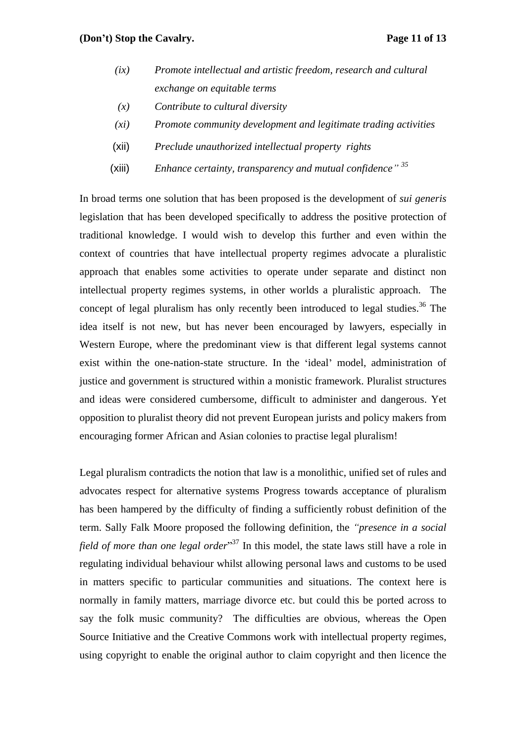(ix) *Promote intellectual and artistic freedom, research and cultural exchange on equitable terms*

(x) *Contribute to cultural diversity*

(xi) *Promote community development and legitimate trading activities*

(xii) *Preclude unauthorized intellectual property rights*

(xiii) *Enhance certainty, transparency and mutual confidence"* [35]

In broad terms one solution that has been proposed is the development of *sui generis* legislation that has been developed specifically to address the positive protection of traditional knowledge. I would wish to develop this further and even within the context of countries that have intellectual property regimes advocate a pluralistic approach that enables some activities to operate under separate and distinct non intellectual property regimes systems, in other worlds a pluralistic approach. The concept of legal pluralism has only recently been introduced to legal studies.[36] The idea itself is not new, but has never been encouraged by lawyers, especially in Western Europe, where the predominant view is that different legal systems cannot exist within the one-nation-state structure. In the 'ideal' model, administration of justice and government is structured within a monistic framework. Pluralist structures and ideas were considered cumbersome, difficult to administer and dangerous. Yet opposition to pluralist theory did not prevent European jurists and policy makers from encouraging former African and Asian colonies to practise legal pluralism!

Legal pluralism contradicts the notion that law is a monolithic, unified set of rules and advocates respect for alternative systems Progress towards acceptance of pluralism has been hampered by the difficulty of finding a sufficiently robust definition of the term. Sally Falk Moore proposed the following definition, the *"presence in a social field of more than one legal order*"[37] In this model, the state laws still have a role in regulating individual behaviour whilst allowing personal laws and customs to be used in matters specific to particular communities and situations. The context here is normally in family matters, marriage divorce etc. but could this be ported across to say the folk music community? The difficulties are obvious, whereas the Open Source Initiative and the Creative Commons work with intellectual property regimes, using copyright to enable the original author to claim copyright and then licence the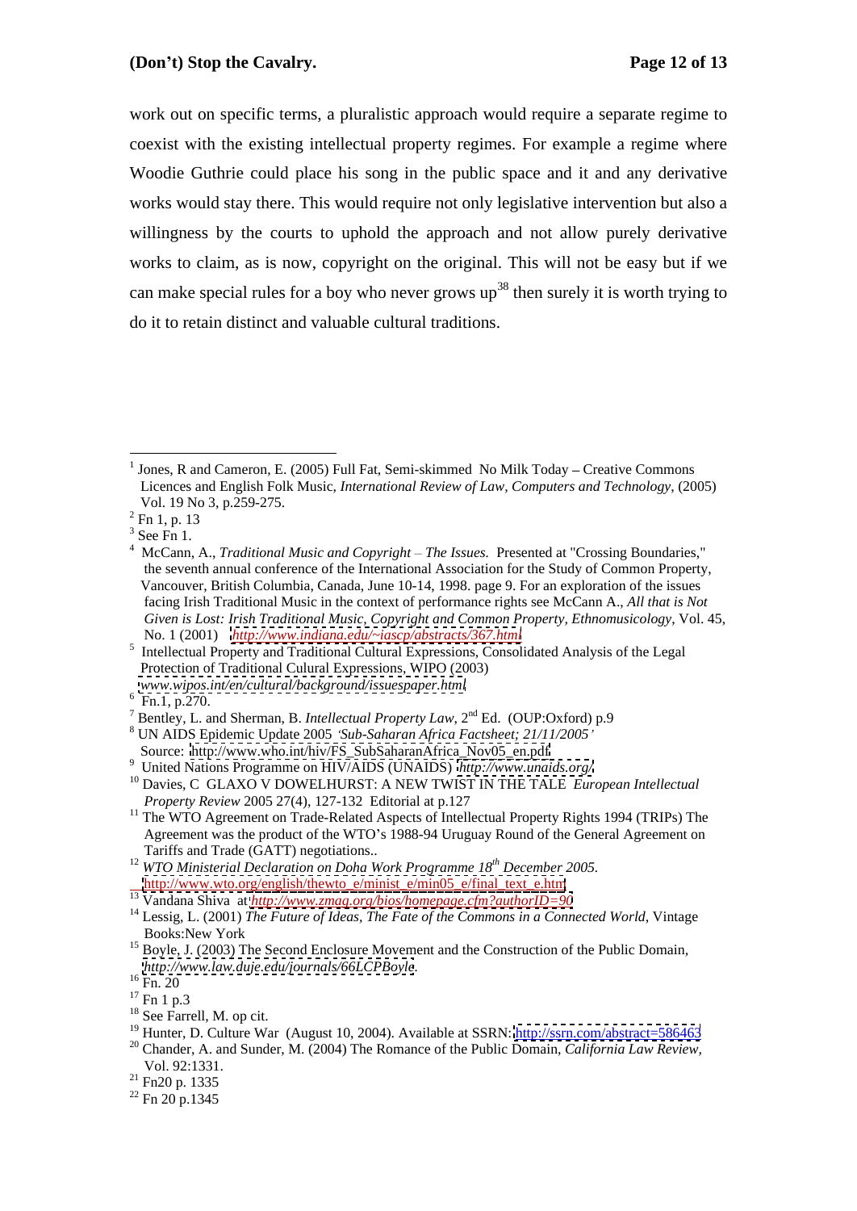work out on specific terms, a pluralistic approach would require a separate regime to coexist with the existing intellectual property regimes. For example a regime where Woodie Guthrie could place his song in the public space and it and any derivative works would stay there. This would require not only legislative intervention but also a willingness by the courts to uphold the approach and not allow purely derivative works to claim, as is now, copyright on the original. This will not be easy but if we can make special rules for a boy who never grows up[38] then surely it is worth trying to do it to retain distinct and valuable cultural traditions.

---

[1] Jones, R and Cameron, E. (2005) Full Fat, Semi-skimmed No Milk Today – Creative Commons Licences and English Folk Music, *International Review of Law, Computers and Technology*, (2005) Vol. 19 No 3, p.259-275.

[2] Fn 1, p. 13

[3] See Fn 1.

[4] McCann, A., *Traditional Music and Copyright – The Issues.* Presented at "Crossing Boundaries," the seventh annual conference of the International Association for the Study of Common Property, Vancouver, British Columbia, Canada, June 10-14, 1998. page 9. For an exploration of the issues facing Irish Traditional Music in the context of performance rights see McCann A., *All that is Not Given is Lost: Irish Traditional Music, Copyright and Common Property, Ethnomusicology*, Vol. 45, No. 1 (2001) *http://www.indiana.edu/~iascp/abstracts/367.html*

[5] Intellectual Property and Traditional Cultural Expressions, Consolidated Analysis of the Legal Protection of Traditional Culural Expressions, WIPO (2003) *www.wipos.int/en/cultural/background/issuespaper.html*

[6] Fn.1, p.270.

[7] Bentley, L. and Sherman, B. *Intellectual Property Law*, 2nd Ed. (OUP:Oxford) p.9

[8] UN AIDS Epidemic Update 2005 *'Sub-Saharan Africa Factsheet; 21/11/2005'* Source: http://www.who.int/hiv/FS_SubSaharanAfrica_Nov05_en.pdf

[9] United Nations Programme on HIV/AIDS (UNAIDS) *http://www.unaids.org/*

[10] Davies, C GLAXO V DOWELHURST: A NEW TWIST IN THE TALE *European Intellectual Property Review* 2005 27(4), 127-132 Editorial at p.127

[11] The WTO Agreement on Trade-Related Aspects of Intellectual Property Rights 1994 (TRIPs) The Agreement was the product of the WTO's 1988-94 Uruguay Round of the General Agreement on Tariffs and Trade (GATT) negotiations..

[12] *WTO Ministerial Declaration on Doha Work Programme 18th December 2005.* http://www.wto.org/english/thewto_e/minist_e/min05_e/final_text_e.htm

[13] Vandana Shiva at *http://www.zmag.org/bios/homepage.cfm?authorID=90*

[14] Lessig, L. (2001) *The Future of Ideas, The Fate of the Commons in a Connected World*, Vintage Books:New York

[15] Boyle, J. (2003) The Second Enclosure Movement and the Construction of the Public Domain, *http://www.law.duje.edu/journals/66LCPBoyle*.

[16] Fn. 20

[17] Fn 1 p.3

[18] See Farrell, M. op cit.

[19] Hunter, D. Culture War (August 10, 2004). Available at SSRN: http://ssrn.com/abstract=586463

[20] Chander, A. and Sunder, M. (2004) The Romance of the Public Domain, *California Law Review*, Vol. 92:1331.

[21] Fn20 p. 1335

[22] Fn 20 p.1345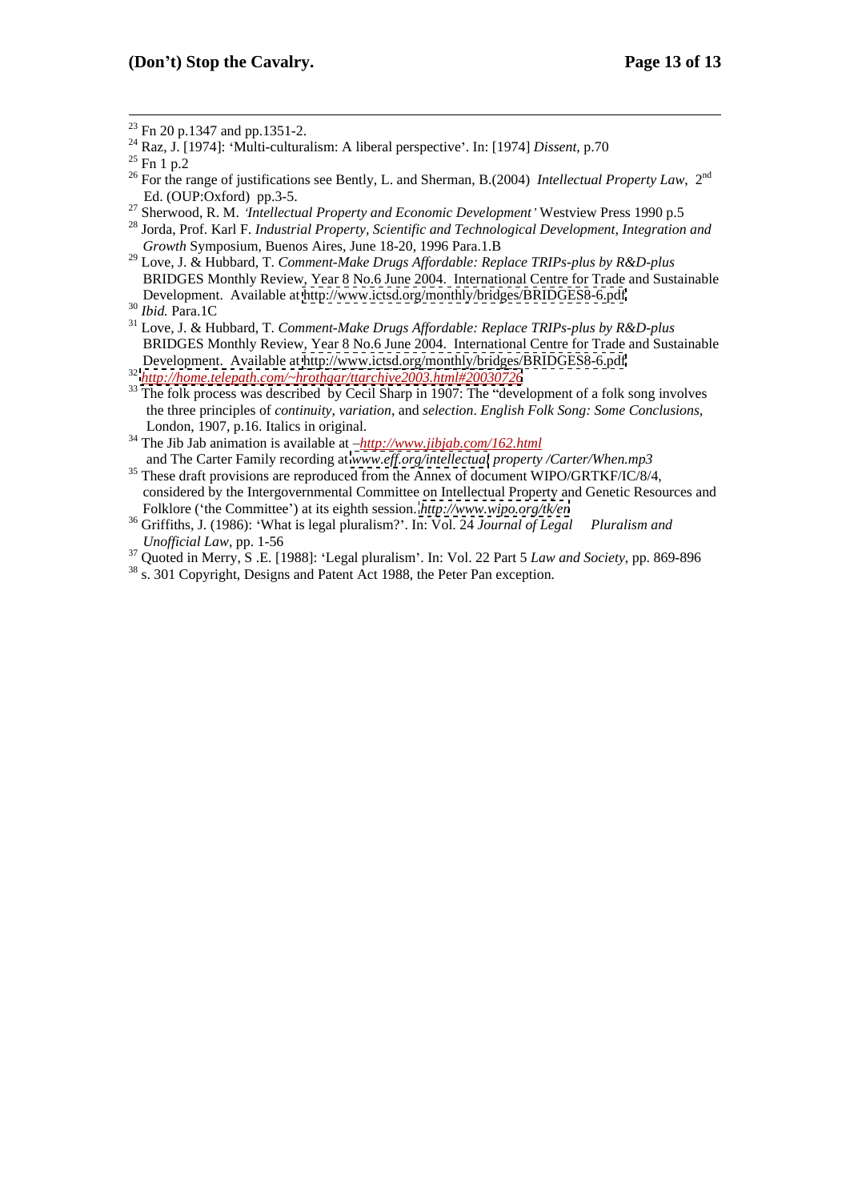[23] Fn 20 p.1347 and pp.1351-2.

[24] Raz, J. [1974]: 'Multi-culturalism: A liberal perspective'. In: [1974] *Dissent*, p.70

[25] Fn 1 p.2

[26] For the range of justifications see Bently, L. and Sherman, B.(2004) *Intellectual Property Law*, 2nd Ed. (OUP:Oxford) pp.3-5.

[27] Sherwood, R. M. *'Intellectual Property and Economic Development'* Westview Press 1990 p.5

[28] Jorda, Prof. Karl F. *Industrial Property, Scientific and Technological Development, Integration and Growth* Symposium, Buenos Aires, June 18-20, 1996 Para.1.B

[29] Love, J. & Hubbard, T. *Comment-Make Drugs Affordable: Replace TRIPs-plus by R&D-plus* BRIDGES Monthly Review, Year 8 No.6 June 2004. International Centre for Trade and Sustainable Development. Available at http://www.ictsd.org/monthly/bridges/BRIDGES8-6.pdf

[30] *Ibid.* Para.1C

[31] Love, J. & Hubbard, T. *Comment-Make Drugs Affordable: Replace TRIPs-plus by R&D-plus* BRIDGES Monthly Review, Year 8 No.6 June 2004. International Centre for Trade and Sustainable Development. Available at http://www.ictsd.org/monthly/bridges/BRIDGES8-6.pdf

[32] *http://home.telepath.com/~hrothgar/ttarchive2003.html#20030726*

[33] The folk process was described by Cecil Sharp in 1907: The "development of a folk song involves the three principles of *continuity*, *variation*, and *selection*. *English Folk Song: Some Conclusions,* London, 1907, p.16. Italics in original.

[34] The Jib Jab animation is available at –*http://www.jibjab.com/162.html* and The Carter Family recording at *www.eff.org/intellectual property /Carter/When.mp3*

[35] These draft provisions are reproduced from the Annex of document WIPO/GRTKF/IC/8/4, considered by the Intergovernmental Committee on Intellectual Property and Genetic Resources and Folklore ('the Committee') at its eighth session. *http://www.wipo.org/tk/en*

[36] Griffiths, J. (1986): 'What is legal pluralism?'. In: Vol. 24 *Journal of Legal Pluralism and Unofficial Law*, pp. 1-56

[37] Quoted in Merry, S .E. [1988]: 'Legal pluralism'. In: Vol. 22 Part 5 *Law and Society*, pp. 869-896

[38] s. 301 Copyright, Designs and Patent Act 1988, the Peter Pan exception.